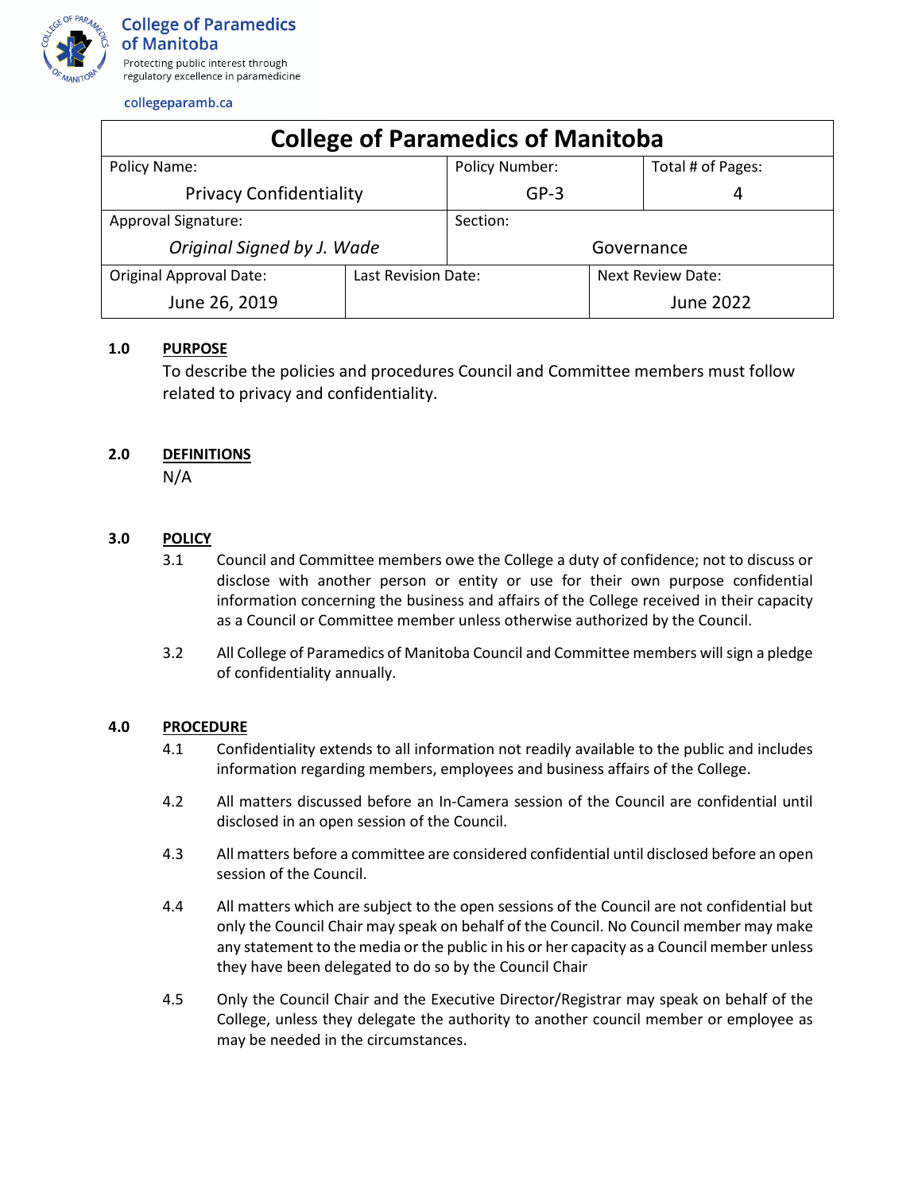College of Paramedics of Manitoba
Protecting public interest through regulatory excellence in paramedicine

collegeparamb.ca

| College of Paramedics of Manitoba | | | |
|---|---|---|---|
| Policy Name: Privacy Confidentiality | | Policy Number: GP-3 | Total # of Pages: 4 |
| Approval Signature: *Original Signed by J. Wade* | | Section: Governance | |
| Original Approval Date: June 26, 2019 | Last Revision Date: | | Next Review Date: June 2022 |

## 1.0 PURPOSE

To describe the policies and procedures Council and Committee members must follow related to privacy and confidentiality.

## 2.0 DEFINITIONS

N/A

## 3.0 POLICY

3.1 Council and Committee members owe the College a duty of confidence; not to discuss or disclose with another person or entity or use for their own purpose confidential information concerning the business and affairs of the College received in their capacity as a Council or Committee member unless otherwise authorized by the Council.

3.2 All College of Paramedics of Manitoba Council and Committee members will sign a pledge of confidentiality annually.

## 4.0 PROCEDURE

4.1 Confidentiality extends to all information not readily available to the public and includes information regarding members, employees and business affairs of the College.

4.2 All matters discussed before an In-Camera session of the Council are confidential until disclosed in an open session of the Council.

4.3 All matters before a committee are considered confidential until disclosed before an open session of the Council.

4.4 All matters which are subject to the open sessions of the Council are not confidential but only the Council Chair may speak on behalf of the Council. No Council member may make any statement to the media or the public in his or her capacity as a Council member unless they have been delegated to do so by the Council Chair

4.5 Only the Council Chair and the Executive Director/Registrar may speak on behalf of the College, unless they delegate the authority to another council member or employee as may be needed in the circumstances.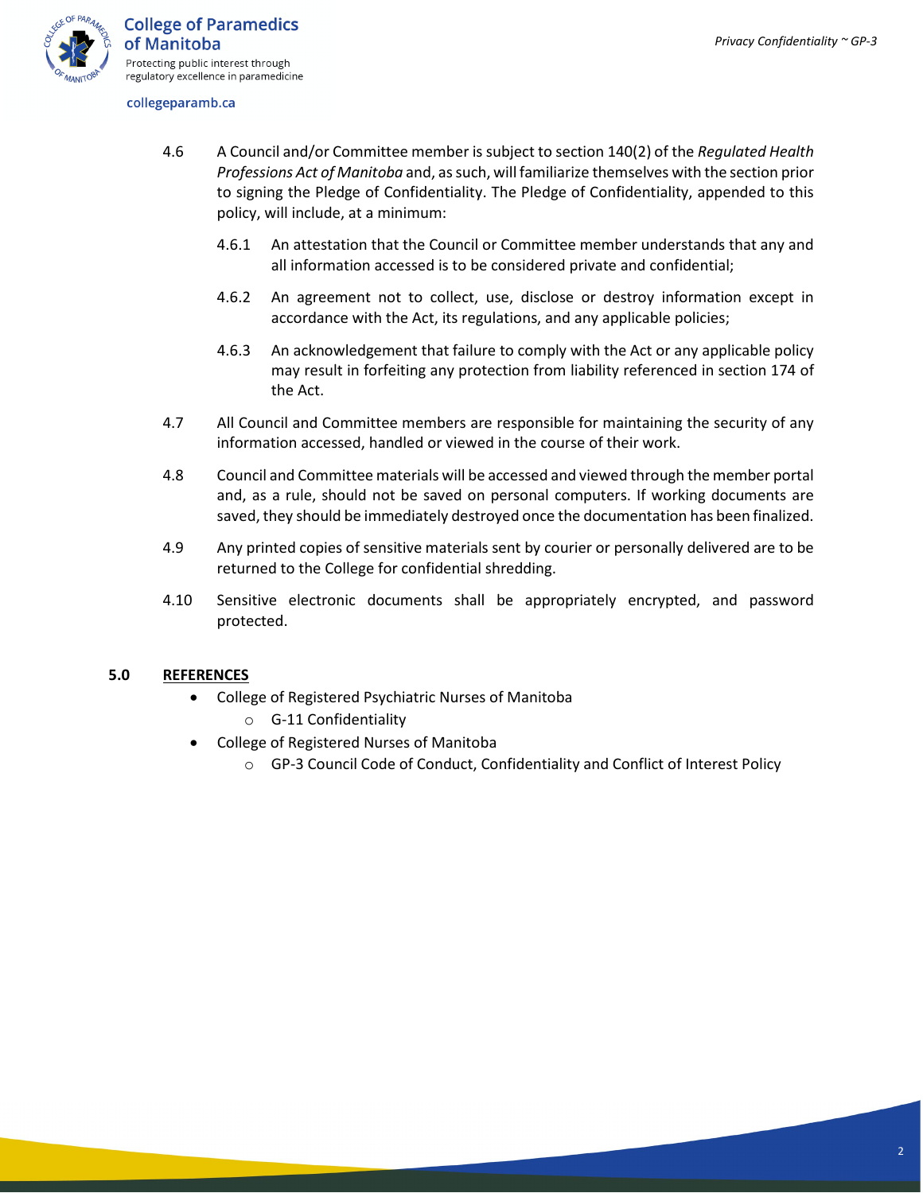4.6 A Council and/or Committee member is subject to section 140(2) of the *Regulated Health Professions Act of Manitoba* and, as such, will familiarize themselves with the section prior to signing the Pledge of Confidentiality. The Pledge of Confidentiality, appended to this policy, will include, at a minimum:

   4.6.1 An attestation that the Council or Committee member understands that any and all information accessed is to be considered private and confidential;

   4.6.2 An agreement not to collect, use, disclose or destroy information except in accordance with the Act, its regulations, and any applicable policies;

   4.6.3 An acknowledgement that failure to comply with the Act or any applicable policy may result in forfeiting any protection from liability referenced in section 174 of the Act.

4.7 All Council and Committee members are responsible for maintaining the security of any information accessed, handled or viewed in the course of their work.

4.8 Council and Committee materials will be accessed and viewed through the member portal and, as a rule, should not be saved on personal computers. If working documents are saved, they should be immediately destroyed once the documentation has been finalized.

4.9 Any printed copies of sensitive materials sent by courier or personally delivered are to be returned to the College for confidential shredding.

4.10 Sensitive electronic documents shall be appropriately encrypted, and password protected.

## 5.0 REFERENCES

- College of Registered Psychiatric Nurses of Manitoba
  - G-11 Confidentiality
- College of Registered Nurses of Manitoba
  - GP-3 Council Code of Conduct, Confidentiality and Conflict of Interest Policy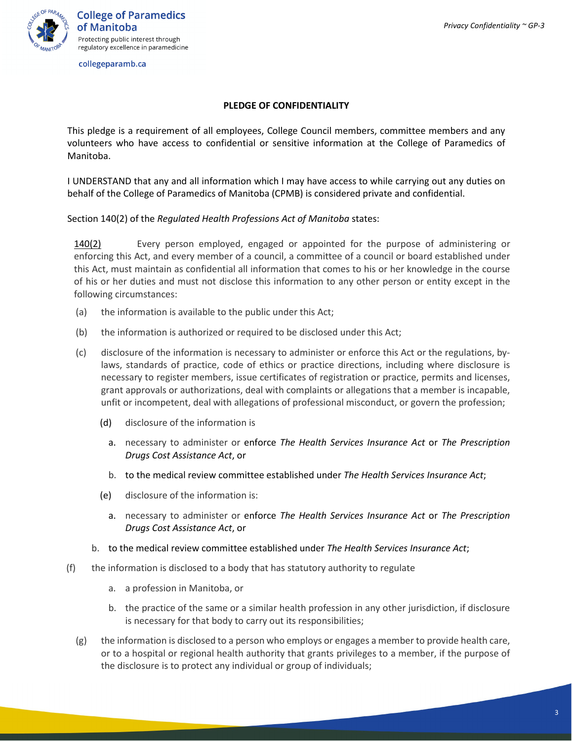**PLEDGE OF CONFIDENTIALITY**

This pledge is a requirement of all employees, College Council members, committee members and any volunteers who have access to confidential or sensitive information at the College of Paramedics of Manitoba.

I UNDERSTAND that any and all information which I may have access to while carrying out any duties on behalf of the College of Paramedics of Manitoba (CPMB) is considered private and confidential.

Section 140(2) of the *Regulated Health Professions Act of Manitoba* states:

> 140(2) Every person employed, engaged or appointed for the purpose of administering or enforcing this Act, and every member of a council, a committee of a council or board established under this Act, must maintain as confidential all information that comes to his or her knowledge in the course of his or her duties and must not disclose this information to any other person or entity except in the following circumstances:
>
> (a) the information is available to the public under this Act;
>
> (b) the information is authorized or required to be disclosed under this Act;
>
> (c) disclosure of the information is necessary to administer or enforce this Act or the regulations, by-laws, standards of practice, code of ethics or practice directions, including where disclosure is necessary to register members, issue certificates of registration or practice, permits and licenses, grant approvals or authorizations, deal with complaints or allegations that a member is incapable, unfit or incompetent, deal with allegations of professional misconduct, or govern the profession;
>
> (d) disclosure of the information is
>
> a. necessary to administer or enforce *The Health Services Insurance Act* or *The Prescription Drugs Cost Assistance Act*, or
>
> b. to the medical review committee established under *The Health Services Insurance Act*;
>
> (e) disclosure of the information is:
>
> a. necessary to administer or enforce *The Health Services Insurance Act* or *The Prescription Drugs Cost Assistance Act*, or
>
> b. to the medical review committee established under *The Health Services Insurance Act*;
>
> (f) the information is disclosed to a body that has statutory authority to regulate
>
> a. a profession in Manitoba, or
>
> b. the practice of the same or a similar health profession in any other jurisdiction, if disclosure is necessary for that body to carry out its responsibilities;
>
> (g) the information is disclosed to a person who employs or engages a member to provide health care, or to a hospital or regional health authority that grants privileges to a member, if the purpose of the disclosure is to protect any individual or group of individuals;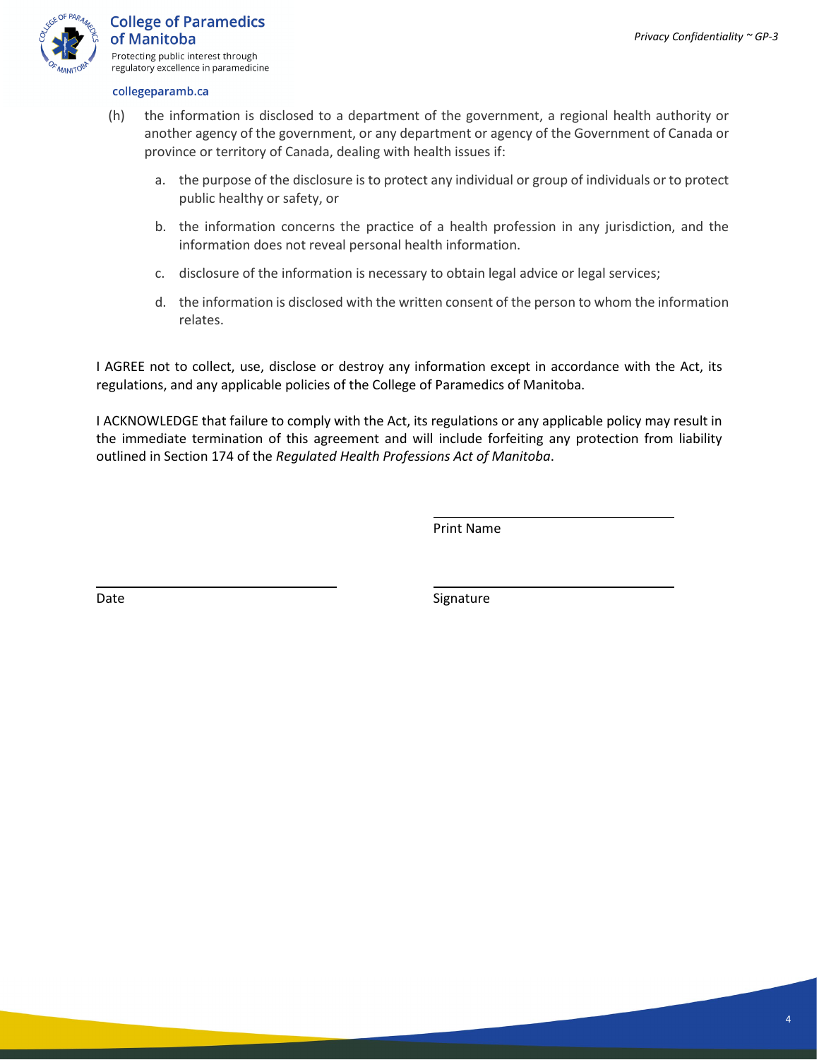(h) the information is disclosed to a department of the government, a regional health authority or another agency of the government, or any department or agency of the Government of Canada or province or territory of Canada, dealing with health issues if:

a. the purpose of the disclosure is to protect any individual or group of individuals or to protect public healthy or safety, or

b. the information concerns the practice of a health profession in any jurisdiction, and the information does not reveal personal health information.

c. disclosure of the information is necessary to obtain legal advice or legal services;

d. the information is disclosed with the written consent of the person to whom the information relates.

I AGREE not to collect, use, disclose or destroy any information except in accordance with the Act, its regulations, and any applicable policies of the College of Paramedics of Manitoba.

I ACKNOWLEDGE that failure to comply with the Act, its regulations or any applicable policy may result in the immediate termination of this agreement and will include forfeiting any protection from liability outlined in Section 174 of the *Regulated Health Professions Act of Manitoba*.

Print Name

Date

Signature